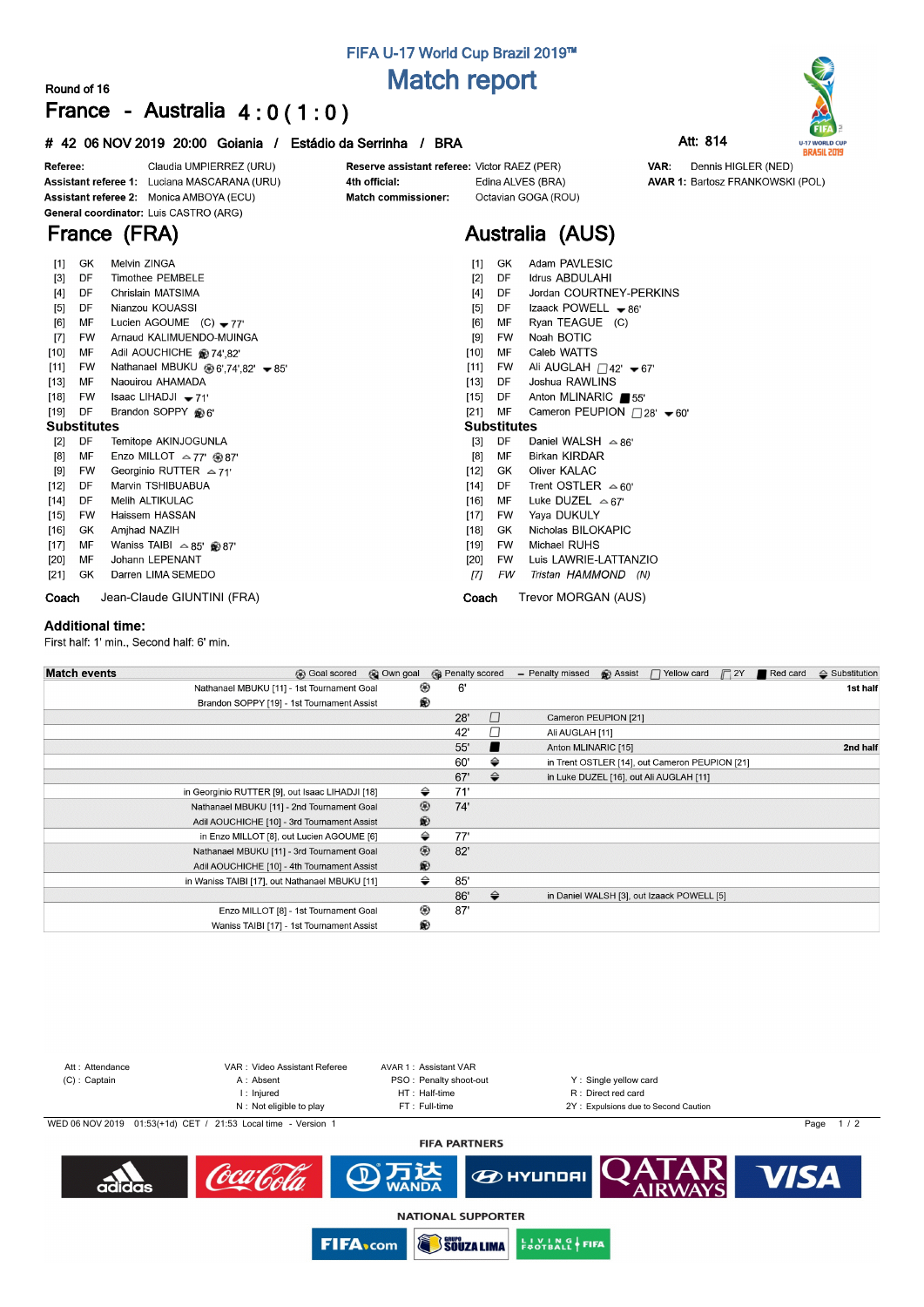# FIFA U-17 World Cup Brazil 2019™

## Match report

Round of 16

## France - Australia 4 : 0 ( 1 : 0 )

**# 42 06 NOV 2019 20:00 Goiania / Estádio da Serrinha / BRA** — Att: 814

| | | | | | |
|---|---|---|---|---|---|
| **Referee:** | Claudia UMPIERREZ (URU) | **Reserve assistant referee:** | Victor RAEZ (PER) | **VAR:** | Dennis HIGLER (NED) |
| **Assistant referee 1:** | Luciana MASCARANA (URU) | **4th official:** | Edina ALVES (BRA) | **AVAR 1:** | Bartosz FRANKOWSKI (POL) |
| **Assistant referee 2:** | Monica AMBOYA (ECU) | **Match commissioner:** | Octavian GOGA (ROU) | | |
| **General coordinator:** | Luis CASTRO (ARG) | | | | |

## France (FRA)

| No. | Pos | Player | Events |
|---|---|---|---|
| [1] | GK | Melvin ZINGA | |
| [3] | DF | Timothee PEMBELE | |
| [4] | DF | Chrislain MATSIMA | |
| [5] | DF | Nianzou KOUASSI | |
| [6] | MF | Lucien AGOUME (C) | ▼77' |
| [7] | FW | Arnaud KALIMUENDO-MUINGA | |
| [10] | MF | Adil AOUCHICHE | Assist 74',82' |
| [11] | FW | Nathanael MBUKU | Goal 6',74',82' ▼85' |
| [13] | MF | Naouirou AHAMADA | |
| [18] | FW | Isaac LIHADJI | ▼71' |
| [19] | DF | Brandon SOPPY | Assist 6' |

**Substitutes**

| No. | Pos | Player | Events |
|---|---|---|---|
| [2] | DF | Temitope AKINJOGUNLA | |
| [8] | MF | Enzo MILLOT | ▲77' Goal 87' |
| [9] | FW | Georginio RUTTER | ▲71' |
| [12] | DF | Marvin TSHIBUABUA | |
| [14] | DF | Melih ALTIKULAC | |
| [15] | FW | Haissem HASSAN | |
| [16] | GK | Amjhad NAZIH | |
| [17] | MF | Wanis TAIBI | ▲85' Assist 87' |
| [20] | MF | Johann LEPENANT | |
| [21] | GK | Darren LIMA SEMEDO | |

**Coach** Jean-Claude GIUNTINI (FRA)

## Australia (AUS)

| No. | Pos | Player | Events |
|---|---|---|---|
| [1] | GK | Adam PAVLESIC | |
| [2] | DF | Idrus ABDULAHI | |
| [4] | DF | Jordan COURTNEY-PERKINS | |
| [5] | DF | Izaack POWELL | ▼86' |
| [6] | MF | Ryan TEAGUE (C) | |
| [9] | FW | Noah BOTIC | |
| [10] | MF | Caleb WATTS | |
| [11] | FW | Ali AUGLAH | Yellow 42' ▼67' |
| [13] | DF | Joshua RAWLINS | |
| [15] | DF | Anton MLINARIC | Red 55' |
| [21] | MF | Cameron PEUPION | Yellow 28' ▼60' |

**Substitutes**

| No. | Pos | Player | Events |
|---|---|---|---|
| [3] | DF | Daniel WALSH | ▲86' |
| [8] | MF | Birkan KIRDAR | |
| [12] | GK | Oliver KALAC | |
| [14] | DF | Trent OSTLER | ▲60' |
| [16] | MF | Luke DUZEL | ▲67' |
| [17] | FW | Yaya DUKULY | |
| [18] | GK | Nicholas BILOKAPIC | |
| [19] | FW | Michael RUHS | |
| [20] | FW | Luis LAWRIE-LATTANZIO | |
| *[7]* | *FW* | *Tristan HAMMOND (N)* | |

**Coach** Trevor MORGAN (AUS)

**Additional time:**
First half: 1' min., Second half: 6' min.

## Match events

| France | | Minute | | Australia | |
|---|---|---|---|---|---|
| Nathanael MBUKU [11] - 1st Tournament Goal | Goal | 6' | | | 1st half |
| Brandon SOPPY [19] - 1st Tournament Assist | Assist | | | | |
| | | 28' | Yellow card | Cameron PEUPION [21] | |
| | | 42' | Yellow card | Ali AUGLAH [11] | |
| | | 55' | Red card | Anton MLINARIC [15] | 2nd half |
| | | 60' | Substitution | in Trent OSTLER [14], out Cameron PEUPION [21] | |
| | | 67' | Substitution | in Luke DUZEL [16], out Ali AUGLAH [11] | |
| in Georginio RUTTER [9], out Isaac LIHADJI [18] | Substitution | 71' | | | |
| Nathanael MBUKU [11] - 2nd Tournament Goal | Goal | 74' | | | |
| Adil AOUCHICHE [10] - 3rd Tournament Assist | Assist | | | | |
| in Enzo MILLOT [8], out Lucien AGOUME [6] | Substitution | 77' | | | |
| Nathanael MBUKU [11] - 3rd Tournament Goal | Goal | 82' | | | |
| Adil AOUCHICHE [10] - 4th Tournament Assist | Assist | | | | |
| in Wanis TAIBI [17], out Nathanael MBUKU [11] | Substitution | 85' | | | |
| | | 86' | Substitution | in Daniel WALSH [3], out Izaack POWELL [5] | |
| Enzo MILLOT [8] - 1st Tournament Goal | Goal | 87' | | | |
| Wanis TAIBI [17] - 1st Tournament Assist | Assist | | | | |

Att : Attendance
(C) : Captain
VAR : Video Assistant Referee
A : Absent
I : Injured
N : Not eligible to play
AVAR : Assistant VAR
PSO : Penalty shoot-out
HT : Half-time
FT : Full-time
Y : Single yellow card
R : Direct red card
2Y : Expulsions due to Second Caution

WED 06 NOV 2019 01:53(+1d) CET / 21:53 Local time - Version 1

**FIFA PARTNERS**

**NATIONAL SUPPORTER**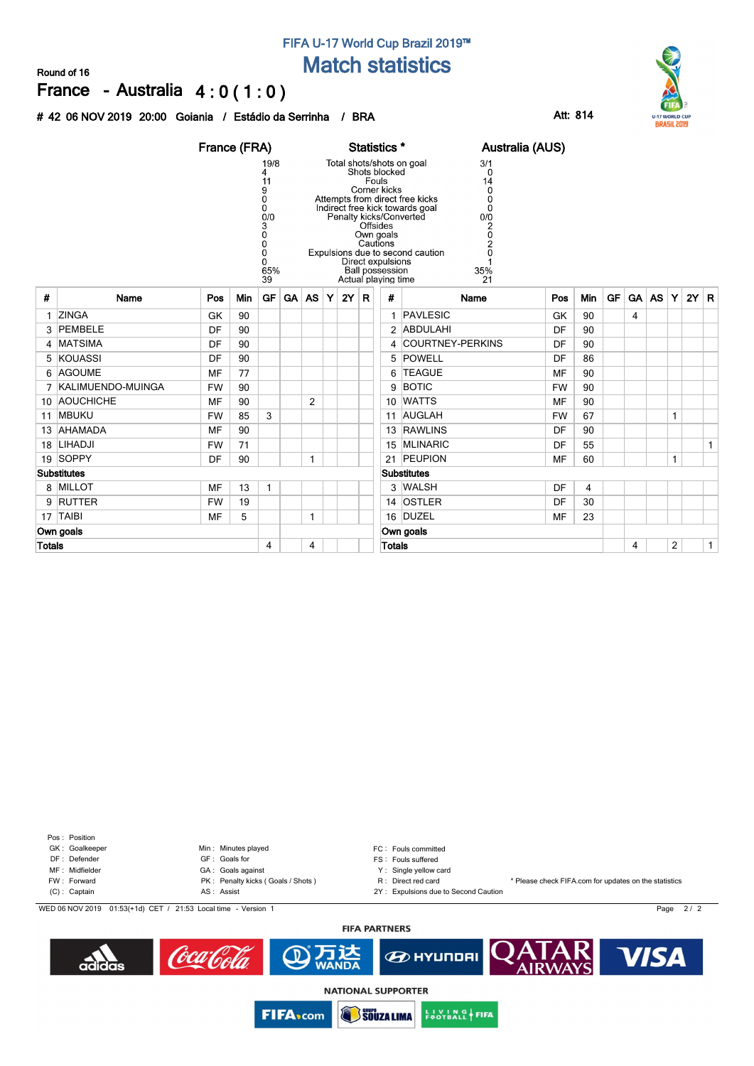Round of 16

# FIFA U-17 World Cup Brazil 2019™

## Match statistics

## France - Australia 4 : 0 ( 1 : 0 )

# 42 06 NOV 2019 20:00 Goiania / Estádio da Serrinha / BRA

Att: 814

| France (FRA) | Statistics * | Australia (AUS) |
|---|---|---|
| 19/8 | Total shots/shots on goal | 3/1 |
| 4 | Shots blocked | 0 |
| 11 | Fouls | 14 |
| 9 | Corner kicks | 0 |
| 0 | Attempts from direct free kicks | 0 |
| 0 | Indirect free kick towards goal | 0 |
| 0/0 | Penalty kicks/Converted | 0/0 |
| 3 | Offsides | 2 |
| 0 | Own goals | 0 |
| 0 | Cautions | 2 |
| 0 | Expulsions due to second caution | 0 |
| 0 | Direct expulsions | 1 |
| 65% | Ball possession | 35% |
| 39 | Actual playing time | 21 |

| # | Name | Pos | Min | GF | GA | AS | Y | 2Y | R |
|---|---|---|---|---|---|---|---|---|---|
| 1 | ZINGA | GK | 90 | | | | | | |
| 3 | PEMBELE | DF | 90 | | | | | | |
| 4 | MATSIMA | DF | 90 | | | | | | |
| 5 | KOUASSI | DF | 90 | | | | | | |
| 6 | AGOUME | MF | 77 | | | | | | |
| 7 | KALIMUENDO-MUINGA | FW | 90 | | | | | | |
| 10 | AOUCHICHE | MF | 90 | | | 2 | | | |
| 11 | MBUKU | FW | 85 | 3 | | | | | |
| 13 | AHAMADA | MF | 90 | | | | | | |
| 18 | LIHADJI | FW | 71 | | | | | | |
| 19 | SOPPY | DF | 90 | | | 1 | | | |
| **Substitutes** | | | | | | | | | |
| 8 | MILLOT | MF | 13 | 1 | | | | | |
| 9 | RUTTER | FW | 19 | | | | | | |
| 17 | TAIBI | MF | 5 | | | 1 | | | |
| **Own goals** | | | | | | | | | |
| **Totals** | | | | 4 | | 4 | | | |

| # | Name | Pos | Min | GF | GA | AS | Y | 2Y | R |
|---|---|---|---|---|---|---|---|---|---|
| 1 | PAVLESIC | GK | 90 | | 4 | | | | |
| 2 | ABDULAHI | DF | 90 | | | | | | |
| 4 | COURTNEY-PERKINS | DF | 90 | | | | | | |
| 5 | POWELL | DF | 86 | | | | | | |
| 6 | TEAGUE | MF | 90 | | | | | | |
| 9 | BOTIC | FW | 90 | | | | | | |
| 10 | WATTS | MF | 90 | | | | | | |
| 11 | AUGLAH | FW | 67 | | | | 1 | | |
| 13 | RAWLINS | DF | 90 | | | | | | |
| 15 | MLINARIC | DF | 55 | | | | | | 1 |
| 21 | PEUPION | MF | 60 | | | | 1 | | |
| **Substitutes** | | | | | | | | | |
| 3 | WALSH | DF | 4 | | | | | | |
| 14 | OSTLER | DF | 30 | | | | | | |
| 16 | DUZEL | MF | 23 | | | | | | |
| **Own goals** | | | | | | | | | |
| **Totals** | | | | | 4 | | 2 | | 1 |

Pos : Position
GK : Goalkeeper
DF : Defender
MF : Midfielder
FW : Forward
(C) : Captain

Min : Minutes played
GF : Goals for
GA : Goals against
PK : Penalty kicks ( Goals / Shots )
AS : Assist

FC : Fouls committed
FS : Fouls suffered
Y : Single yellow card
R : Direct red card
2Y : Expulsions due to Second Caution

* Please check FIFA.com for updates on the statistics

WED 06 NOV 2019 01:53(+1d) CET / 21:53 Local time - Version 1

FIFA PARTNERS

NATIONAL SUPPORTER